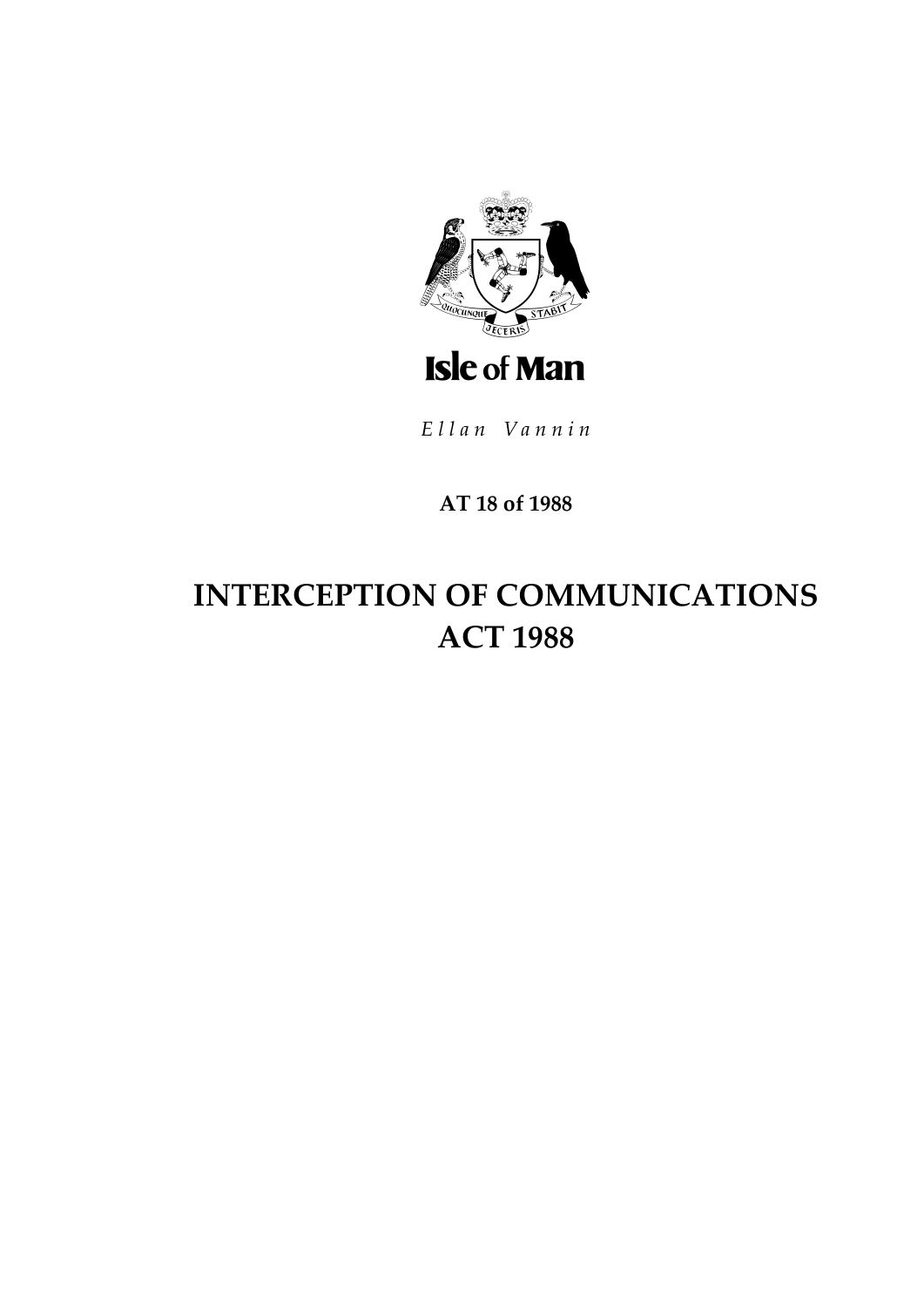Isle of Man

*Ellan Vannin*

**AT 18 of 1988**

# INTERCEPTION OF COMMUNICATIONS ACT 1988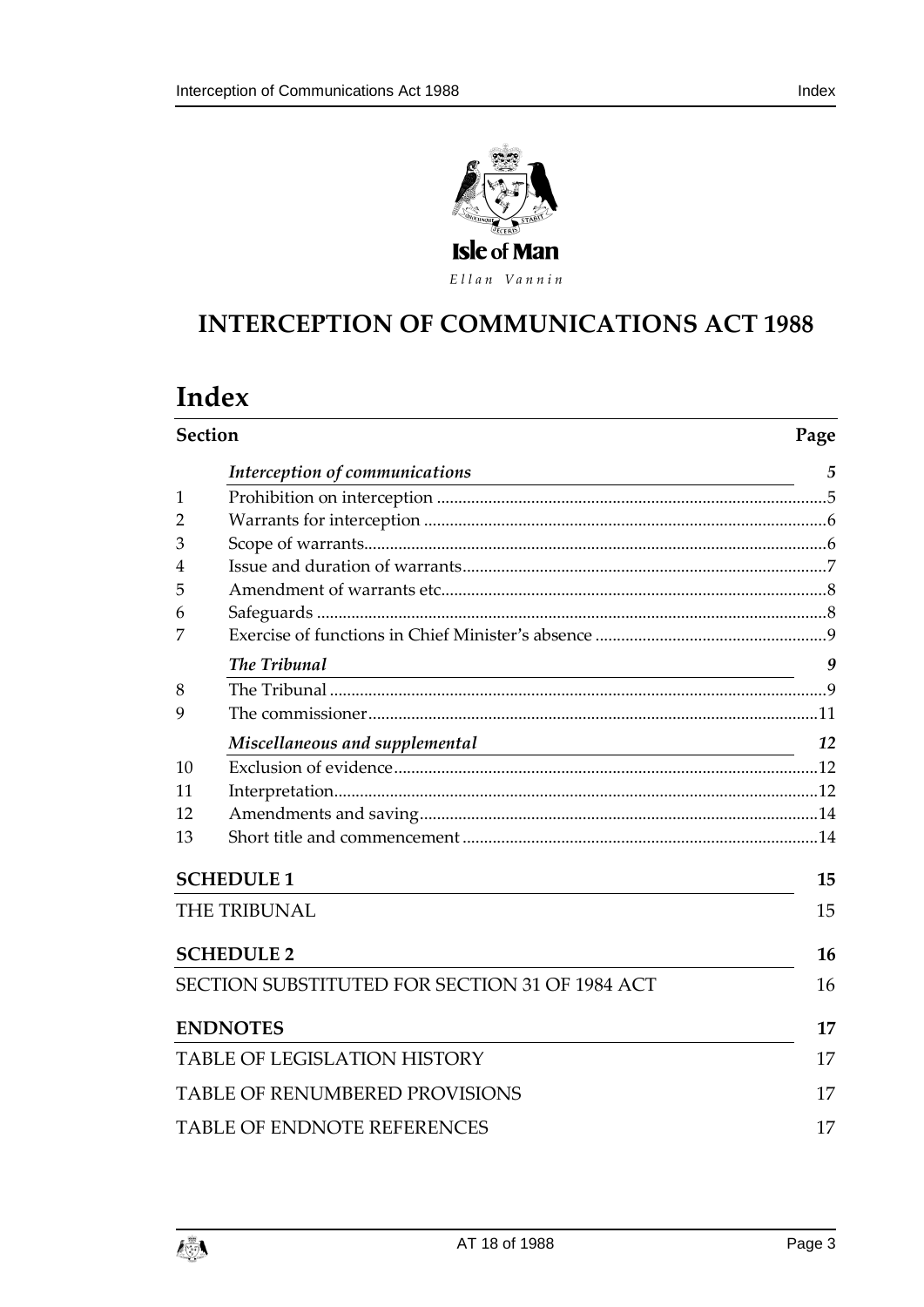Isle of Man

*Ellan Vannin*

# INTERCEPTION OF COMMUNICATIONS ACT 1988

# Index

| Section | | Page |
|---|---|---|
| | *Interception of communications* | *5* |
| 1 | Prohibition on interception | 5 |
| 2 | Warrants for interception | 6 |
| 3 | Scope of warrants | 6 |
| 4 | Issue and duration of warrants | 7 |
| 5 | Amendment of warrants etc | 8 |
| 6 | Safeguards | 8 |
| 7 | Exercise of functions in Chief Minister's absence | 9 |
| | *The Tribunal* | *9* |
| 8 | The Tribunal | 9 |
| 9 | The commissioner | 11 |
| | *Miscellaneous and supplemental* | *12* |
| 10 | Exclusion of evidence | 12 |
| 11 | Interpretation | 12 |
| 12 | Amendments and saving | 14 |
| 13 | Short title and commencement | 14 |

| | |
|---|---|
| **SCHEDULE 1** | **15** |
| THE TRIBUNAL | 15 |
| **SCHEDULE 2** | **16** |
| SECTION SUBSTITUTED FOR SECTION 31 OF 1984 ACT | 16 |
| **ENDNOTES** | **17** |
| TABLE OF LEGISLATION HISTORY | 17 |
| TABLE OF RENUMBERED PROVISIONS | 17 |
| TABLE OF ENDNOTE REFERENCES | 17 |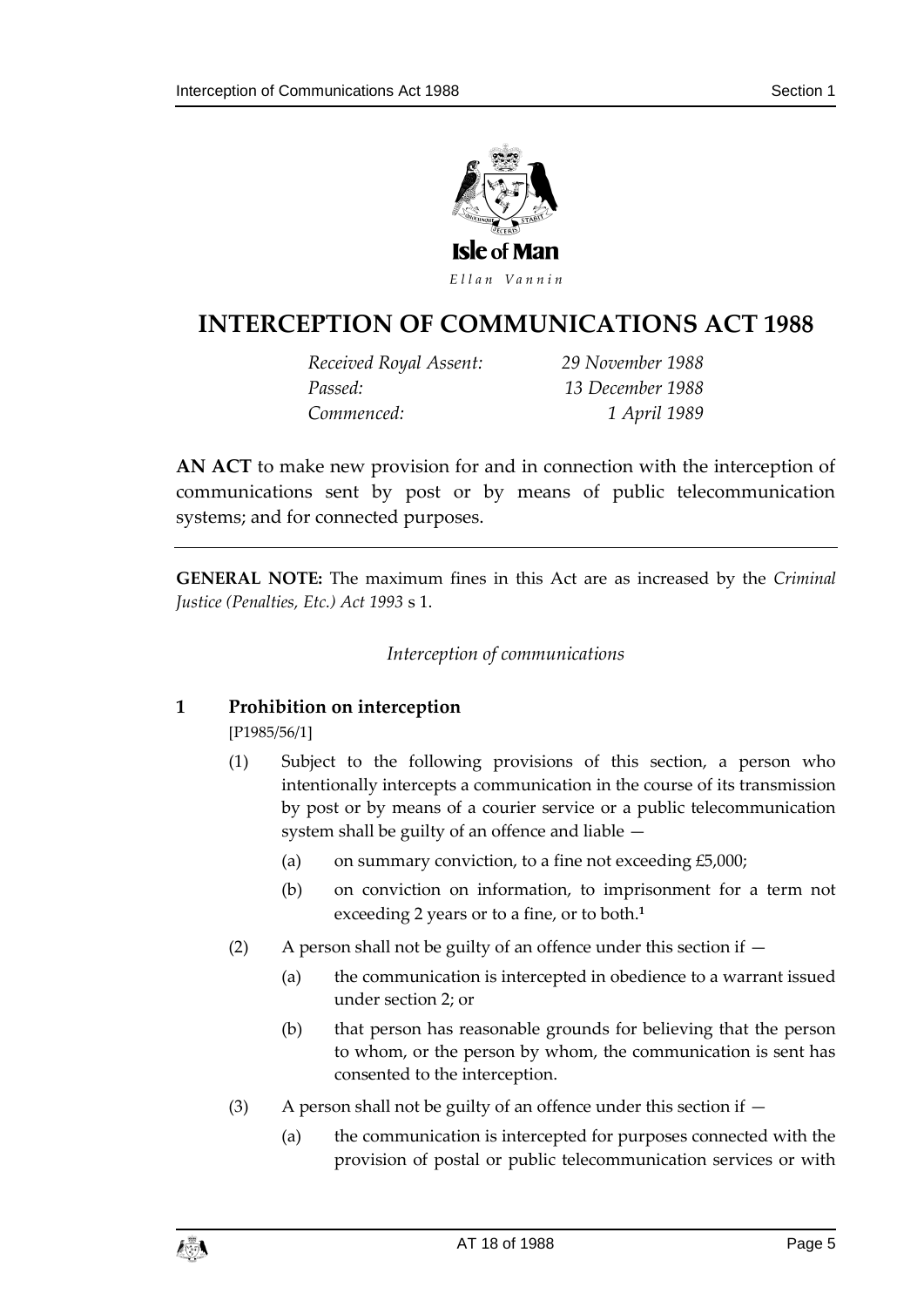# INTERCEPTION OF COMMUNICATIONS ACT 1988

*Received Royal Assent:* 29 November 1988
*Passed:* 13 December 1988
*Commenced:* 1 April 1989

**AN ACT** to make new provision for and in connection with the interception of communications sent by post or by means of public telecommunication systems; and for connected purposes.

---

**GENERAL NOTE:** The maximum fines in this Act are as increased by the *Criminal Justice (Penalties, Etc.) Act 1993* s 1.

*Interception of communications*

## 1 Prohibition on interception

[P1985/56/1]

(1) Subject to the following provisions of this section, a person who intentionally intercepts a communication in the course of its transmission by post or by means of a courier service or a public telecommunication system shall be guilty of an offence and liable —

(a) on summary conviction, to a fine not exceeding £5,000;

(b) on conviction on information, to imprisonment for a term not exceeding 2 years or to a fine, or to both.[1]

(2) A person shall not be guilty of an offence under this section if —

(a) the communication is intercepted in obedience to a warrant issued under section 2; or

(b) that person has reasonable grounds for believing that the person to whom, or the person by whom, the communication is sent has consented to the interception.

(3) A person shall not be guilty of an offence under this section if —

(a) the communication is intercepted for purposes connected with the provision of postal or public telecommunication services or with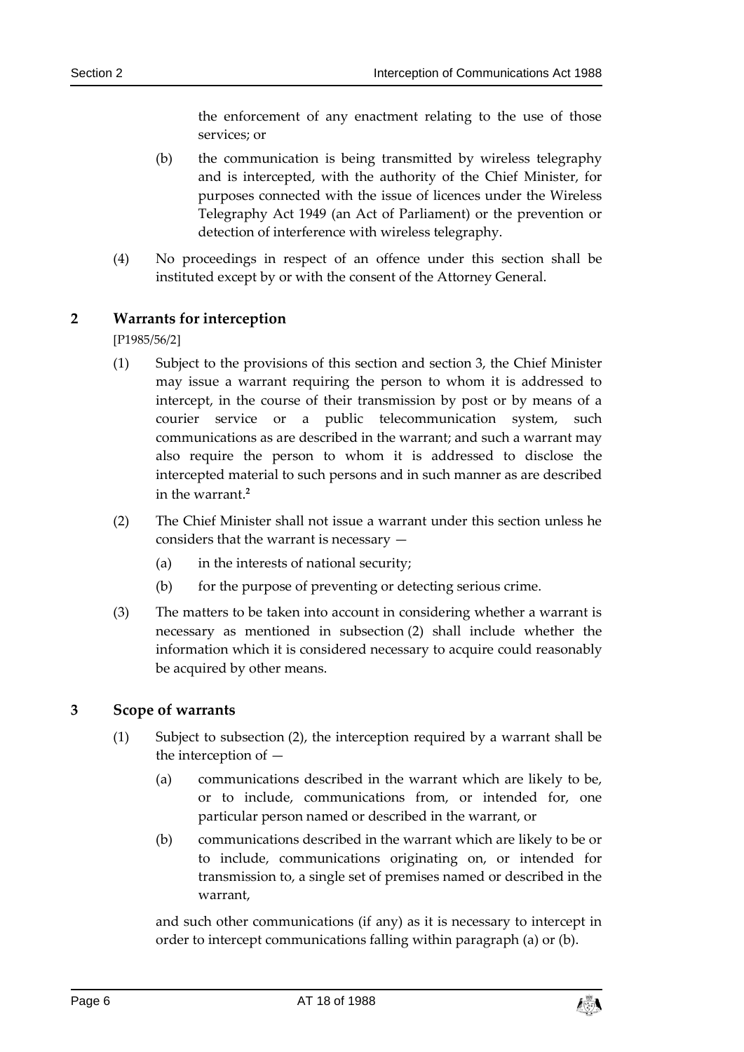the enforcement of any enactment relating to the use of those services; or

(b) the communication is being transmitted by wireless telegraphy and is intercepted, with the authority of the Chief Minister, for purposes connected with the issue of licences under the Wireless Telegraphy Act 1949 (an Act of Parliament) or the prevention or detection of interference with wireless telegraphy.

(4) No proceedings in respect of an offence under this section shall be instituted except by or with the consent of the Attorney General.

## 2 Warrants for interception

[P1985/56/2]

(1) Subject to the provisions of this section and section 3, the Chief Minister may issue a warrant requiring the person to whom it is addressed to intercept, in the course of their transmission by post or by means of a courier service or a public telecommunication system, such communications as are described in the warrant; and such a warrant may also require the person to whom it is addressed to disclose the intercepted material to such persons and in such manner as are described in the warrant.[2]

(2) The Chief Minister shall not issue a warrant under this section unless he considers that the warrant is necessary —

(a) in the interests of national security;

(b) for the purpose of preventing or detecting serious crime.

(3) The matters to be taken into account in considering whether a warrant is necessary as mentioned in subsection (2) shall include whether the information which it is considered necessary to acquire could reasonably be acquired by other means.

## 3 Scope of warrants

(1) Subject to subsection (2), the interception required by a warrant shall be the interception of —

(a) communications described in the warrant which are likely to be, or to include, communications from, or intended for, one particular person named or described in the warrant, or

(b) communications described in the warrant which are likely to be or to include, communications originating on, or intended for transmission to, a single set of premises named or described in the warrant,

and such other communications (if any) as it is necessary to intercept in order to intercept communications falling within paragraph (a) or (b).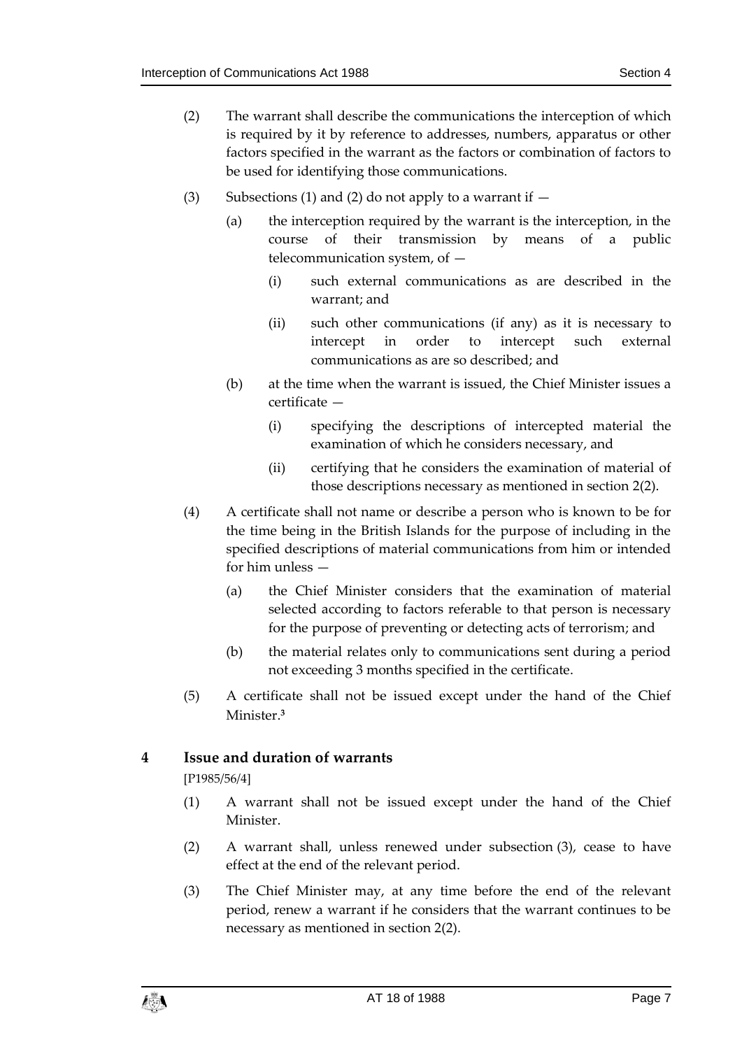(2) The warrant shall describe the communications the interception of which is required by it by reference to addresses, numbers, apparatus or other factors specified in the warrant as the factors or combination of factors to be used for identifying those communications.

(3) Subsections (1) and (2) do not apply to a warrant if —

(a) the interception required by the warrant is the interception, in the course of their transmission by means of a public telecommunication system, of —

(i) such external communications as are described in the warrant; and

(ii) such other communications (if any) as it is necessary to intercept in order to intercept such external communications as are so described; and

(b) at the time when the warrant is issued, the Chief Minister issues a certificate —

(i) specifying the descriptions of intercepted material the examination of which he considers necessary, and

(ii) certifying that he considers the examination of material of those descriptions necessary as mentioned in section 2(2).

(4) A certificate shall not name or describe a person who is known to be for the time being in the British Islands for the purpose of including in the specified descriptions of material communications from him or intended for him unless —

(a) the Chief Minister considers that the examination of material selected according to factors referable to that person is necessary for the purpose of preventing or detecting acts of terrorism; and

(b) the material relates only to communications sent during a period not exceeding 3 months specified in the certificate.

(5) A certificate shall not be issued except under the hand of the Chief Minister.[3]

## 4 Issue and duration of warrants

[P1985/56/4]

(1) A warrant shall not be issued except under the hand of the Chief Minister.

(2) A warrant shall, unless renewed under subsection (3), cease to have effect at the end of the relevant period.

(3) The Chief Minister may, at any time before the end of the relevant period, renew a warrant if he considers that the warrant continues to be necessary as mentioned in section 2(2).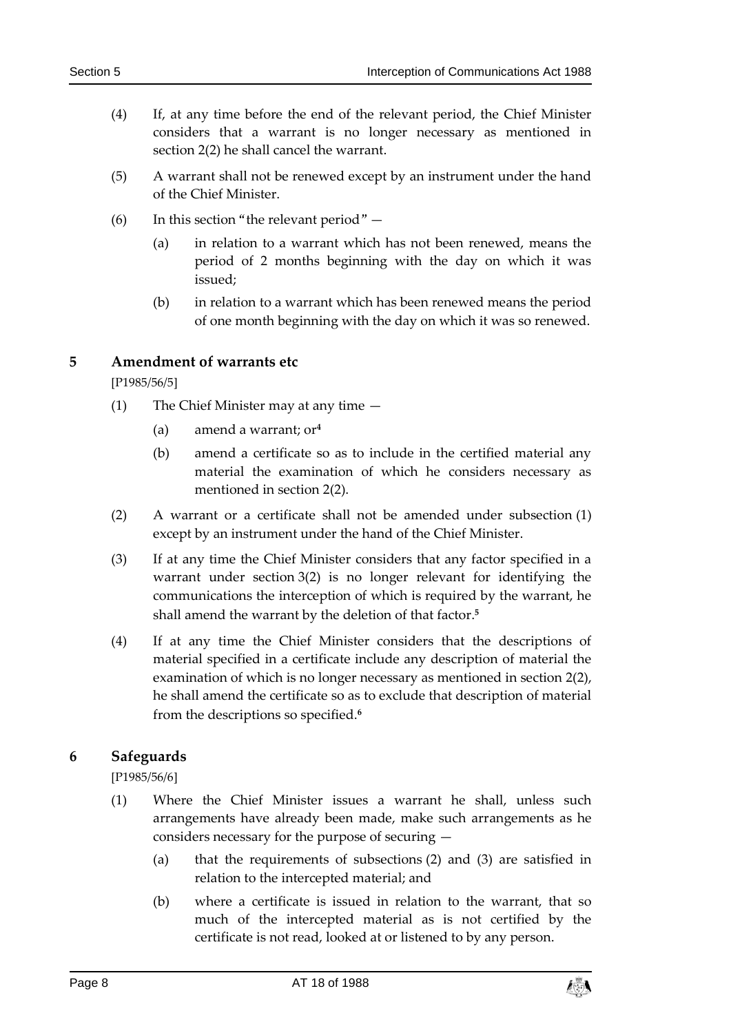(4) If, at any time before the end of the relevant period, the Chief Minister considers that a warrant is no longer necessary as mentioned in section 2(2) he shall cancel the warrant.

(5) A warrant shall not be renewed except by an instrument under the hand of the Chief Minister.

(6) In this section "the relevant period" —

(a) in relation to a warrant which has not been renewed, means the period of 2 months beginning with the day on which it was issued;

(b) in relation to a warrant which has been renewed means the period of one month beginning with the day on which it was so renewed.

## 5 Amendment of warrants etc

[P1985/56/5]

(1) The Chief Minister may at any time —

(a) amend a warrant; or[4]

(b) amend a certificate so as to include in the certified material any material the examination of which he considers necessary as mentioned in section 2(2).

(2) A warrant or a certificate shall not be amended under subsection (1) except by an instrument under the hand of the Chief Minister.

(3) If at any time the Chief Minister considers that any factor specified in a warrant under section 3(2) is no longer relevant for identifying the communications the interception of which is required by the warrant, he shall amend the warrant by the deletion of that factor.[5]

(4) If at any time the Chief Minister considers that the descriptions of material specified in a certificate include any description of material the examination of which is no longer necessary as mentioned in section 2(2), he shall amend the certificate so as to exclude that description of material from the descriptions so specified.[6]

## 6 Safeguards

[P1985/56/6]

(1) Where the Chief Minister issues a warrant he shall, unless such arrangements have already been made, make such arrangements as he considers necessary for the purpose of securing —

(a) that the requirements of subsections (2) and (3) are satisfied in relation to the intercepted material; and

(b) where a certificate is issued in relation to the warrant, that so much of the intercepted material as is not certified by the certificate is not read, looked at or listened to by any person.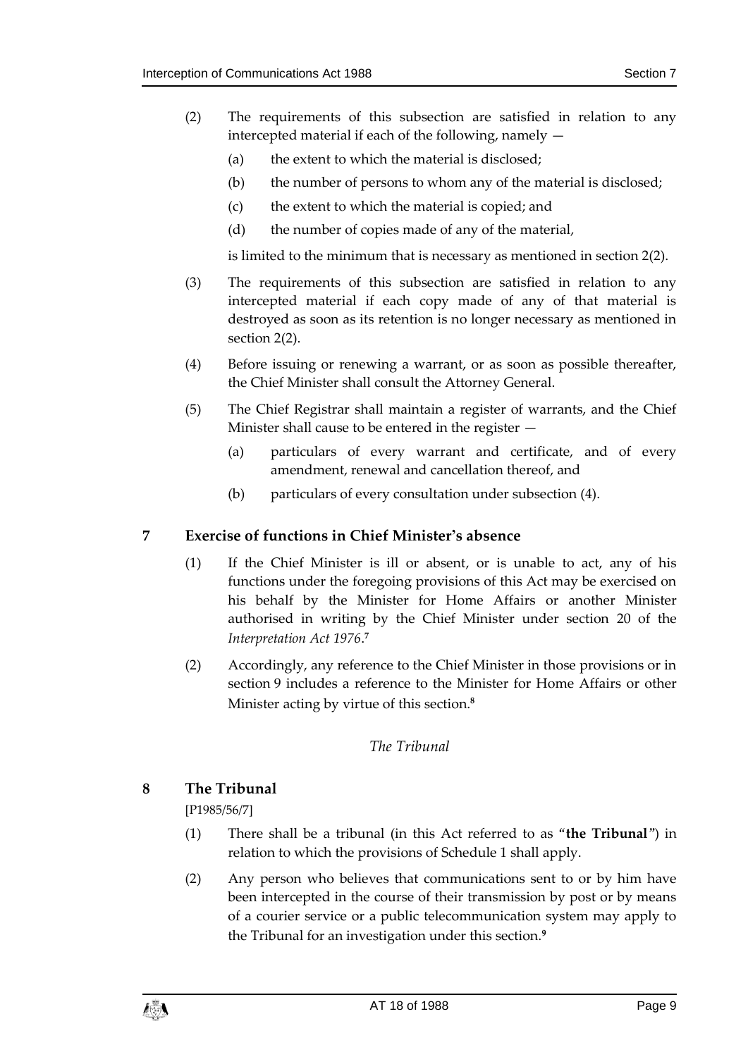(2) The requirements of this subsection are satisfied in relation to any intercepted material if each of the following, namely —

(a) the extent to which the material is disclosed;

(b) the number of persons to whom any of the material is disclosed;

(c) the extent to which the material is copied; and

(d) the number of copies made of any of the material,

is limited to the minimum that is necessary as mentioned in section 2(2).

(3) The requirements of this subsection are satisfied in relation to any intercepted material if each copy made of any of that material is destroyed as soon as its retention is no longer necessary as mentioned in section 2(2).

(4) Before issuing or renewing a warrant, or as soon as possible thereafter, the Chief Minister shall consult the Attorney General.

(5) The Chief Registrar shall maintain a register of warrants, and the Chief Minister shall cause to be entered in the register —

(a) particulars of every warrant and certificate, and of every amendment, renewal and cancellation thereof, and

(b) particulars of every consultation under subsection (4).

## 7 Exercise of functions in Chief Minister's absence

(1) If the Chief Minister is ill or absent, or is unable to act, any of his functions under the foregoing provisions of this Act may be exercised on his behalf by the Minister for Home Affairs or another Minister authorised in writing by the Chief Minister under section 20 of the *Interpretation Act 1976*.[7]

(2) Accordingly, any reference to the Chief Minister in those provisions or in section 9 includes a reference to the Minister for Home Affairs or other Minister acting by virtue of this section.[8]

*The Tribunal*

## 8 The Tribunal

[P1985/56/7]

(1) There shall be a tribunal (in this Act referred to as "**the Tribunal**") in relation to which the provisions of Schedule 1 shall apply.

(2) Any person who believes that communications sent to or by him have been intercepted in the course of their transmission by post or by means of a courier service or a public telecommunication system may apply to the Tribunal for an investigation under this section.[9]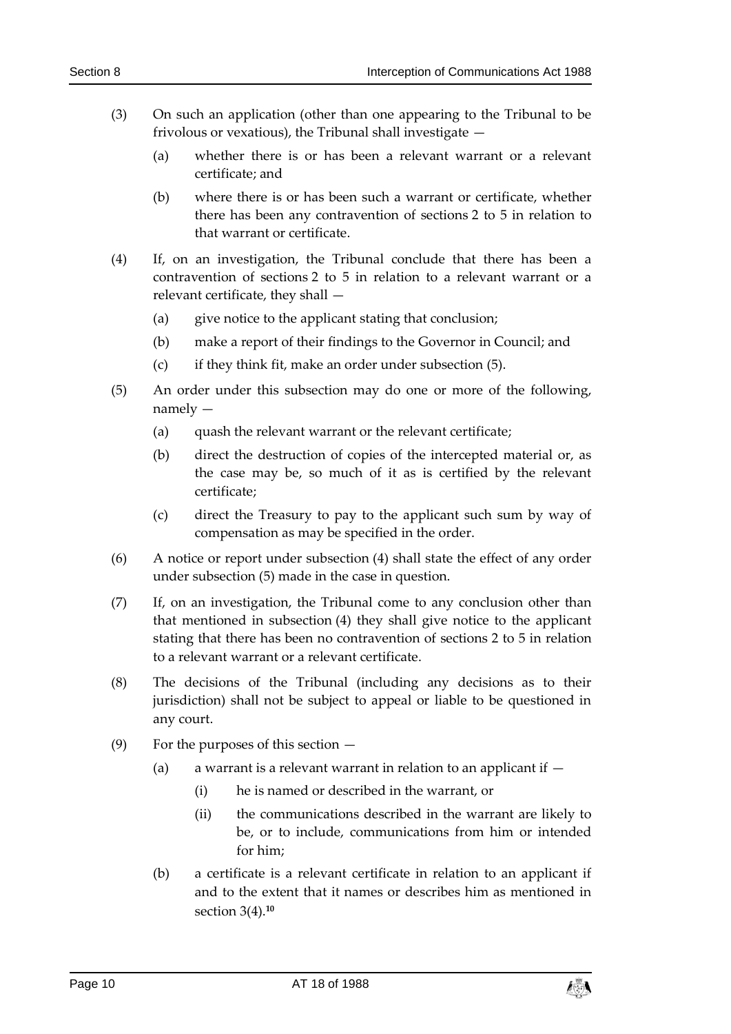(3) On such an application (other than one appearing to the Tribunal to be frivolous or vexatious), the Tribunal shall investigate —

(a) whether there is or has been a relevant warrant or a relevant certificate; and

(b) where there is or has been such a warrant or certificate, whether there has been any contravention of sections 2 to 5 in relation to that warrant or certificate.

(4) If, on an investigation, the Tribunal conclude that there has been a contravention of sections 2 to 5 in relation to a relevant warrant or a relevant certificate, they shall —

(a) give notice to the applicant stating that conclusion;

(b) make a report of their findings to the Governor in Council; and

(c) if they think fit, make an order under subsection (5).

(5) An order under this subsection may do one or more of the following, namely —

(a) quash the relevant warrant or the relevant certificate;

(b) direct the destruction of copies of the intercepted material or, as the case may be, so much of it as is certified by the relevant certificate;

(c) direct the Treasury to pay to the applicant such sum by way of compensation as may be specified in the order.

(6) A notice or report under subsection (4) shall state the effect of any order under subsection (5) made in the case in question.

(7) If, on an investigation, the Tribunal come to any conclusion other than that mentioned in subsection (4) they shall give notice to the applicant stating that there has been no contravention of sections 2 to 5 in relation to a relevant warrant or a relevant certificate.

(8) The decisions of the Tribunal (including any decisions as to their jurisdiction) shall not be subject to appeal or liable to be questioned in any court.

(9) For the purposes of this section —

(a) a warrant is a relevant warrant in relation to an applicant if —

(i) he is named or described in the warrant, or

(ii) the communications described in the warrant are likely to be, or to include, communications from him or intended for him;

(b) a certificate is a relevant certificate in relation to an applicant if and to the extent that it names or describes him as mentioned in section 3(4).[10]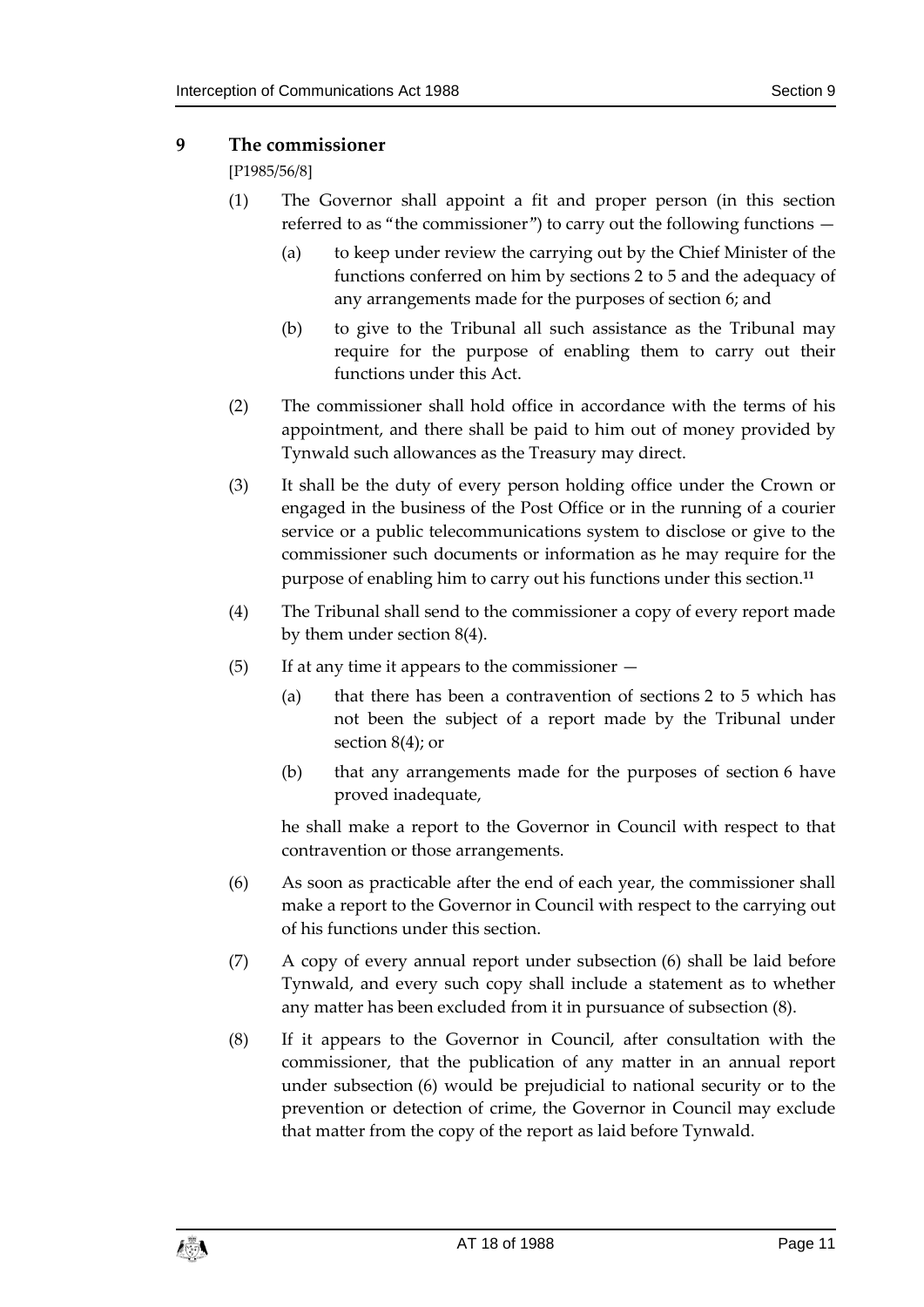## 9 The commissioner

[P1985/56/8]

(1) The Governor shall appoint a fit and proper person (in this section referred to as "the commissioner") to carry out the following functions —

(a) to keep under review the carrying out by the Chief Minister of the functions conferred on him by sections 2 to 5 and the adequacy of any arrangements made for the purposes of section 6; and

(b) to give to the Tribunal all such assistance as the Tribunal may require for the purpose of enabling them to carry out their functions under this Act.

(2) The commissioner shall hold office in accordance with the terms of his appointment, and there shall be paid to him out of money provided by Tynwald such allowances as the Treasury may direct.

(3) It shall be the duty of every person holding office under the Crown or engaged in the business of the Post Office or in the running of a courier service or a public telecommunications system to disclose or give to the commissioner such documents or information as he may require for the purpose of enabling him to carry out his functions under this section.[11]

(4) The Tribunal shall send to the commissioner a copy of every report made by them under section 8(4).

(5) If at any time it appears to the commissioner —

(a) that there has been a contravention of sections 2 to 5 which has not been the subject of a report made by the Tribunal under section 8(4); or

(b) that any arrangements made for the purposes of section 6 have proved inadequate,

he shall make a report to the Governor in Council with respect to that contravention or those arrangements.

(6) As soon as practicable after the end of each year, the commissioner shall make a report to the Governor in Council with respect to the carrying out of his functions under this section.

(7) A copy of every annual report under subsection (6) shall be laid before Tynwald, and every such copy shall include a statement as to whether any matter has been excluded from it in pursuance of subsection (8).

(8) If it appears to the Governor in Council, after consultation with the commissioner, that the publication of any matter in an annual report under subsection (6) would be prejudicial to national security or to the prevention or detection of crime, the Governor in Council may exclude that matter from the copy of the report as laid before Tynwald.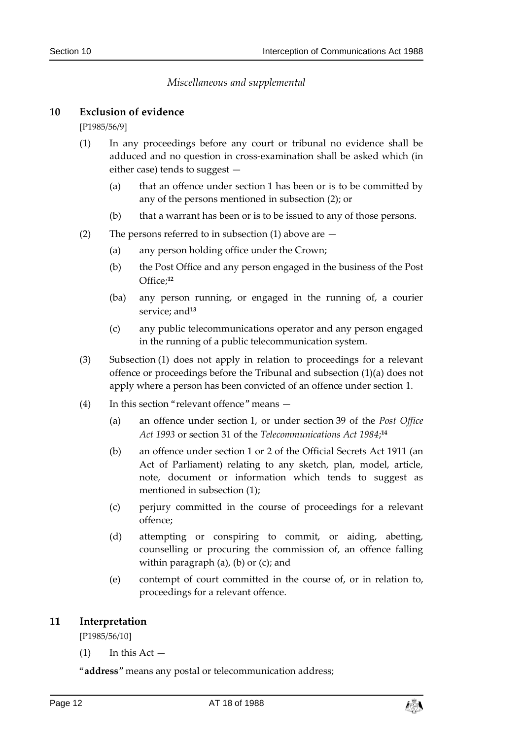*Miscellaneous and supplemental*

## 10 Exclusion of evidence

[P1985/56/9]

(1) In any proceedings before any court or tribunal no evidence shall be adduced and no question in cross-examination shall be asked which (in either case) tends to suggest —

(a) that an offence under section 1 has been or is to be committed by any of the persons mentioned in subsection (2); or

(b) that a warrant has been or is to be issued to any of those persons.

(2) The persons referred to in subsection (1) above are —

(a) any person holding office under the Crown;

(b) the Post Office and any person engaged in the business of the Post Office;[12]

(ba) any person running, or engaged in the running of, a courier service; and[13]

(c) any public telecommunications operator and any person engaged in the running of a public telecommunication system.

(3) Subsection (1) does not apply in relation to proceedings for a relevant offence or proceedings before the Tribunal and subsection (1)(a) does not apply where a person has been convicted of an offence under section 1.

(4) In this section "relevant offence" means —

(a) an offence under section 1, or under section 39 of the *Post Office Act 1993* or section 31 of the *Telecommunications Act 1984*;[14]

(b) an offence under section 1 or 2 of the Official Secrets Act 1911 (an Act of Parliament) relating to any sketch, plan, model, article, note, document or information which tends to suggest as mentioned in subsection (1);

(c) perjury committed in the course of proceedings for a relevant offence;

(d) attempting or conspiring to commit, or aiding, abetting, counselling or procuring the commission of, an offence falling within paragraph (a), (b) or (c); and

(e) contempt of court committed in the course of, or in relation to, proceedings for a relevant offence.

## 11 Interpretation

[P1985/56/10]

(1) In this Act —

"**address**" means any postal or telecommunication address;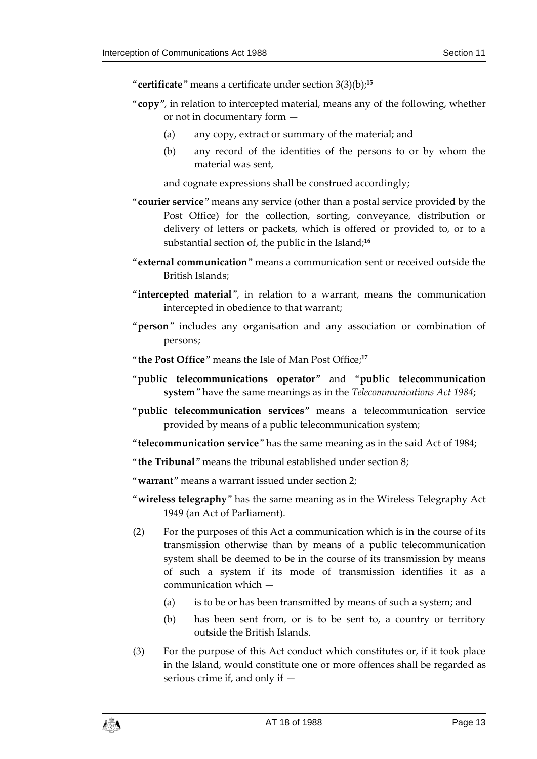"**certificate**" means a certificate under section 3(3)(b);[15]

"**copy**", in relation to intercepted material, means any of the following, whether or not in documentary form —

(a) any copy, extract or summary of the material; and

(b) any record of the identities of the persons to or by whom the material was sent,

and cognate expressions shall be construed accordingly;

"**courier service**" means any service (other than a postal service provided by the Post Office) for the collection, sorting, conveyance, distribution or delivery of letters or packets, which is offered or provided to, or to a substantial section of, the public in the Island;[16]

"**external communication**" means a communication sent or received outside the British Islands;

"**intercepted material**", in relation to a warrant, means the communication intercepted in obedience to that warrant;

"**person**" includes any organisation and any association or combination of persons;

"**the Post Office**" means the Isle of Man Post Office;[17]

"**public telecommunications operator**" and "**public telecommunication system**" have the same meanings as in the *Telecommunications Act 1984*;

"**public telecommunication services**" means a telecommunication service provided by means of a public telecommunication system;

"**telecommunication service**" has the same meaning as in the said Act of 1984;

"**the Tribunal**" means the tribunal established under section 8;

"**warrant**" means a warrant issued under section 2;

"**wireless telegraphy**" has the same meaning as in the Wireless Telegraphy Act 1949 (an Act of Parliament).

(2) For the purposes of this Act a communication which is in the course of its transmission otherwise than by means of a public telecommunication system shall be deemed to be in the course of its transmission by means of such a system if its mode of transmission identifies it as a communication which —

(a) is to be or has been transmitted by means of such a system; and

(b) has been sent from, or is to be sent to, a country or territory outside the British Islands.

(3) For the purpose of this Act conduct which constitutes or, if it took place in the Island, would constitute one or more offences shall be regarded as serious crime if, and only if —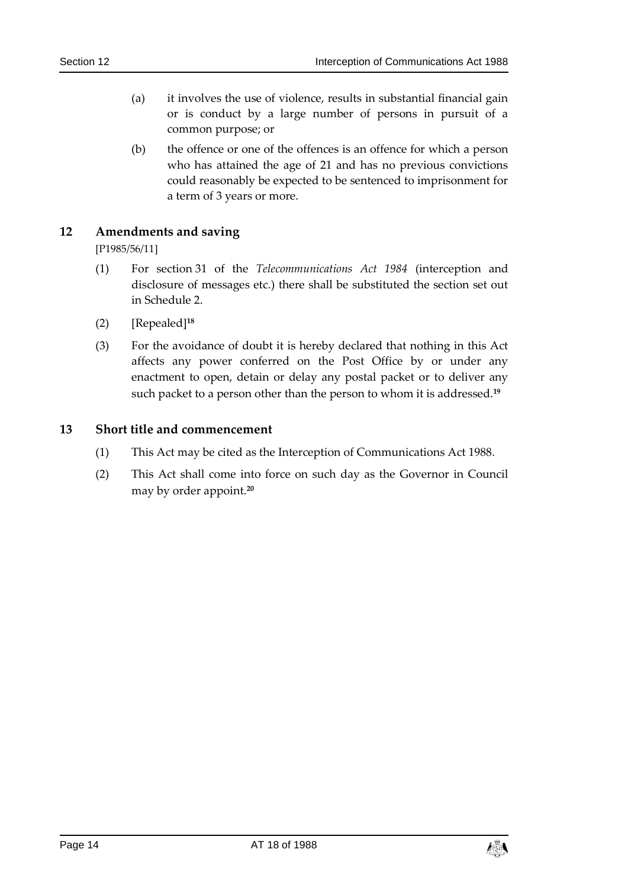(a) it involves the use of violence, results in substantial financial gain or is conduct by a large number of persons in pursuit of a common purpose; or

(b) the offence or one of the offences is an offence for which a person who has attained the age of 21 and has no previous convictions could reasonably be expected to be sentenced to imprisonment for a term of 3 years or more.

## 12 Amendments and saving

[P1985/56/11]

(1) For section 31 of the *Telecommunications Act 1984* (interception and disclosure of messages etc.) there shall be substituted the section set out in Schedule 2.

(2) [Repealed][18]

(3) For the avoidance of doubt it is hereby declared that nothing in this Act affects any power conferred on the Post Office by or under any enactment to open, detain or delay any postal packet or to deliver any such packet to a person other than the person to whom it is addressed.[19]

## 13 Short title and commencement

(1) This Act may be cited as the Interception of Communications Act 1988.

(2) This Act shall come into force on such day as the Governor in Council may by order appoint.[20]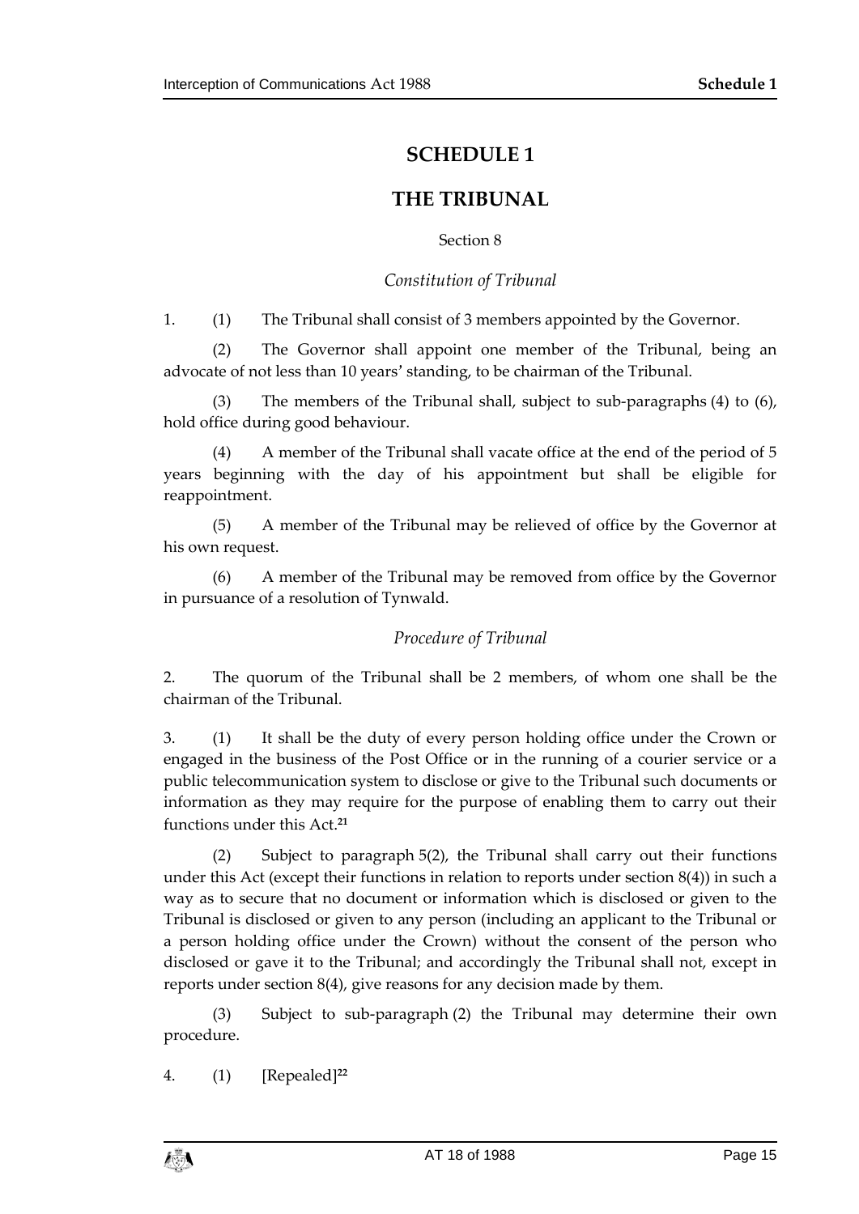# SCHEDULE 1

# THE TRIBUNAL

Section 8

*Constitution of Tribunal*

1. (1) The Tribunal shall consist of 3 members appointed by the Governor.

(2) The Governor shall appoint one member of the Tribunal, being an advocate of not less than 10 years' standing, to be chairman of the Tribunal.

(3) The members of the Tribunal shall, subject to sub-paragraphs (4) to (6), hold office during good behaviour.

(4) A member of the Tribunal shall vacate office at the end of the period of 5 years beginning with the day of his appointment but shall be eligible for reappointment.

(5) A member of the Tribunal may be relieved of office by the Governor at his own request.

(6) A member of the Tribunal may be removed from office by the Governor in pursuance of a resolution of Tynwald.

*Procedure of Tribunal*

2. The quorum of the Tribunal shall be 2 members, of whom one shall be the chairman of the Tribunal.

3. (1) It shall be the duty of every person holding office under the Crown or engaged in the business of the Post Office or in the running of a courier service or a public telecommunication system to disclose or give to the Tribunal such documents or information as they may require for the purpose of enabling them to carry out their functions under this Act.[21]

(2) Subject to paragraph 5(2), the Tribunal shall carry out their functions under this Act (except their functions in relation to reports under section 8(4)) in such a way as to secure that no document or information which is disclosed or given to the Tribunal is disclosed or given to any person (including an applicant to the Tribunal or a person holding office under the Crown) without the consent of the person who disclosed or gave it to the Tribunal; and accordingly the Tribunal shall not, except in reports under section 8(4), give reasons for any decision made by them.

(3) Subject to sub-paragraph (2) the Tribunal may determine their own procedure.

4. (1) [Repealed][22]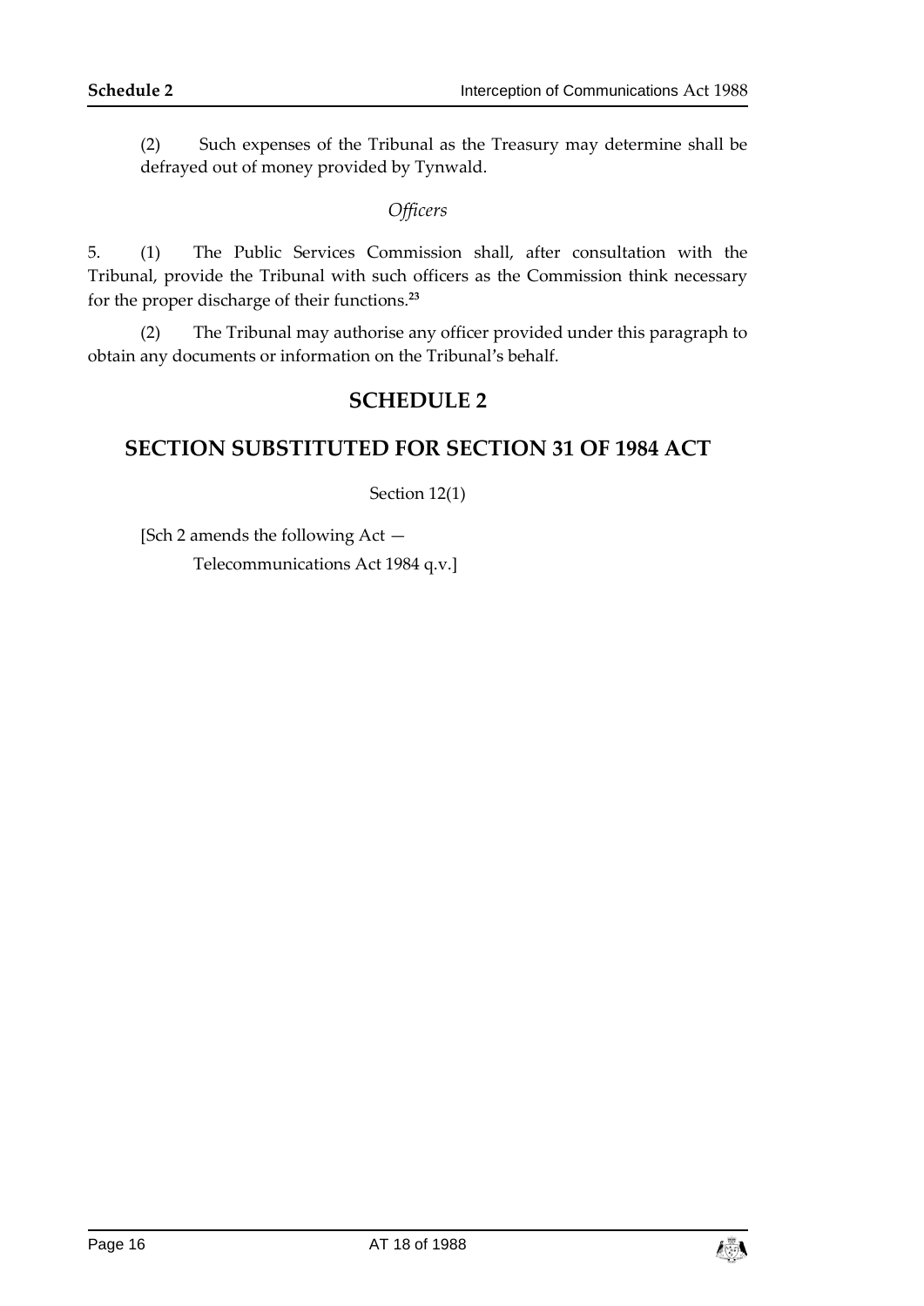(2) Such expenses of the Tribunal as the Treasury may determine shall be defrayed out of money provided by Tynwald.

*Officers*

5. (1) The Public Services Commission shall, after consultation with the Tribunal, provide the Tribunal with such officers as the Commission think necessary for the proper discharge of their functions.[23]

(2) The Tribunal may authorise any officer provided under this paragraph to obtain any documents or information on the Tribunal's behalf.

## SCHEDULE 2

## SECTION SUBSTITUTED FOR SECTION 31 OF 1984 ACT

Section 12(1)

[Sch 2 amends the following Act —

Telecommunications Act 1984 q.v.]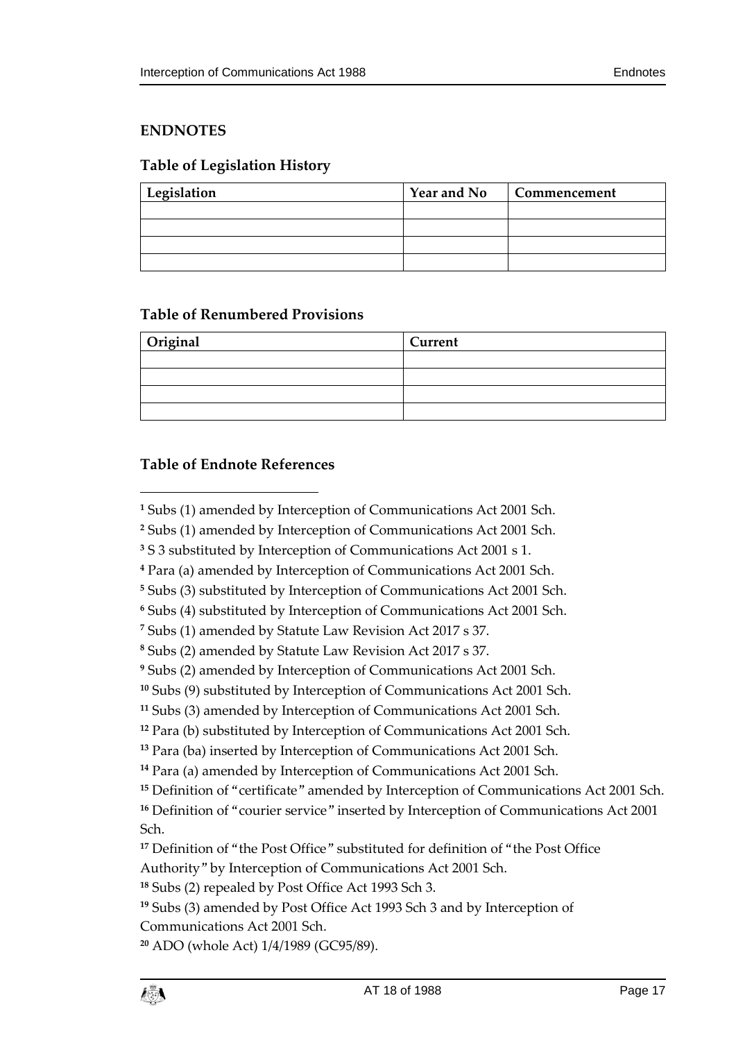## ENDNOTES

### Table of Legislation History

| Legislation | Year and No | Commencement |
|---|---|---|
| | | |
| | | |
| | | |
| | | |

### Table of Renumbered Provisions

| Original | Current |
|---|---|
| | |
| | |
| | |
| | |

### Table of Endnote References

[1] Subs (1) amended by Interception of Communications Act 2001 Sch.

[2] Subs (1) amended by Interception of Communications Act 2001 Sch.

[3] S 3 substituted by Interception of Communications Act 2001 s 1.

[4] Para (a) amended by Interception of Communications Act 2001 Sch.

[5] Subs (3) substituted by Interception of Communications Act 2001 Sch.

[6] Subs (4) substituted by Interception of Communications Act 2001 Sch.

[7] Subs (1) amended by Statute Law Revision Act 2017 s 37.

[8] Subs (2) amended by Statute Law Revision Act 2017 s 37.

[9] Subs (2) amended by Interception of Communications Act 2001 Sch.

[10] Subs (9) substituted by Interception of Communications Act 2001 Sch.

[11] Subs (3) amended by Interception of Communications Act 2001 Sch.

[12] Para (b) substituted by Interception of Communications Act 2001 Sch.

[13] Para (ba) inserted by Interception of Communications Act 2001 Sch.

[14] Para (a) amended by Interception of Communications Act 2001 Sch.

[15] Definition of "certificate" amended by Interception of Communications Act 2001 Sch.

[16] Definition of "courier service" inserted by Interception of Communications Act 2001 Sch.

[17] Definition of "the Post Office" substituted for definition of "the Post Office Authority" by Interception of Communications Act 2001 Sch.

[18] Subs (2) repealed by Post Office Act 1993 Sch 3.

[19] Subs (3) amended by Post Office Act 1993 Sch 3 and by Interception of Communications Act 2001 Sch.

[20] ADO (whole Act) 1/4/1989 (GC95/89).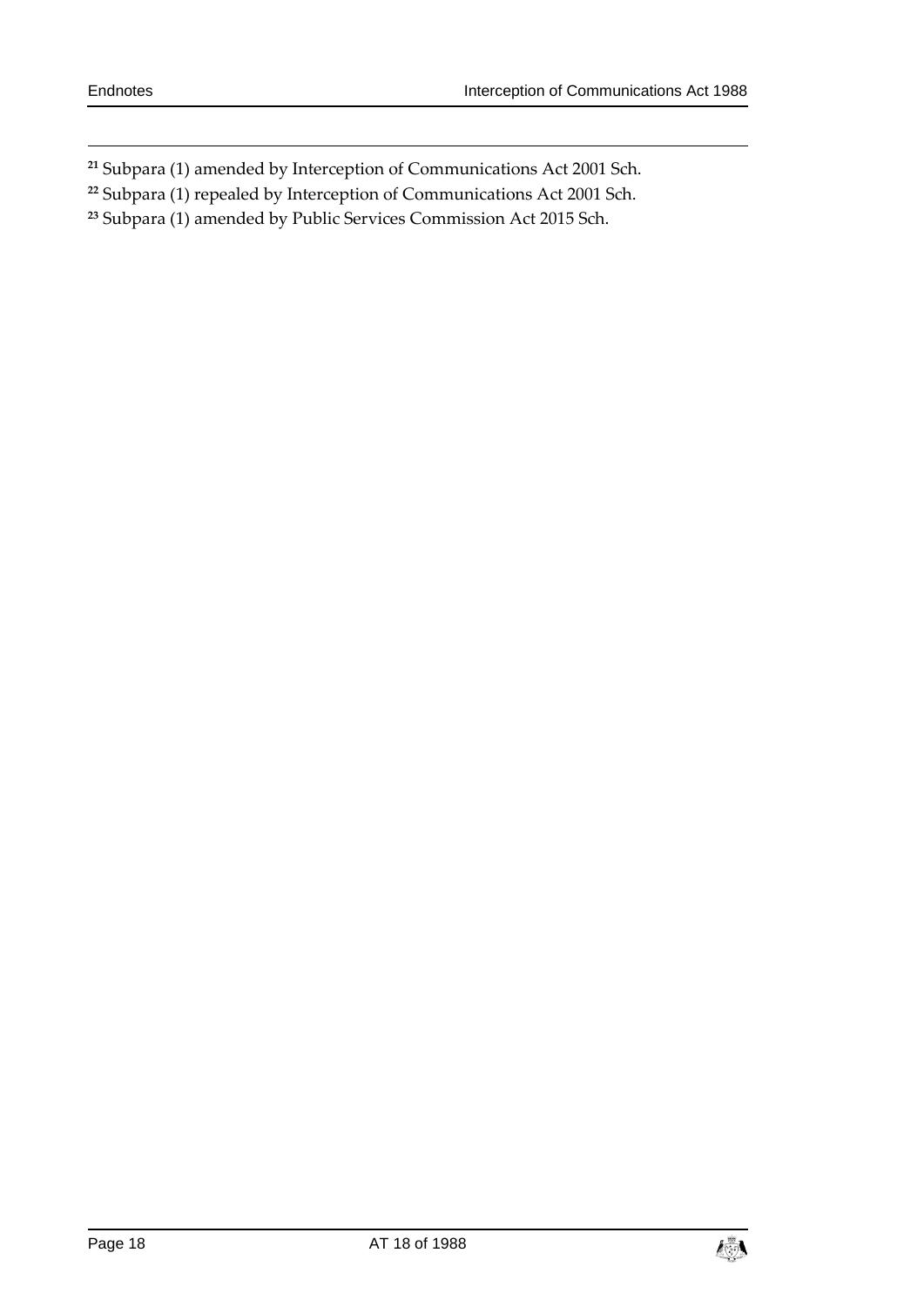[21] Subpara (1) amended by Interception of Communications Act 2001 Sch.

[22] Subpara (1) repealed by Interception of Communications Act 2001 Sch.

[23] Subpara (1) amended by Public Services Commission Act 2015 Sch.